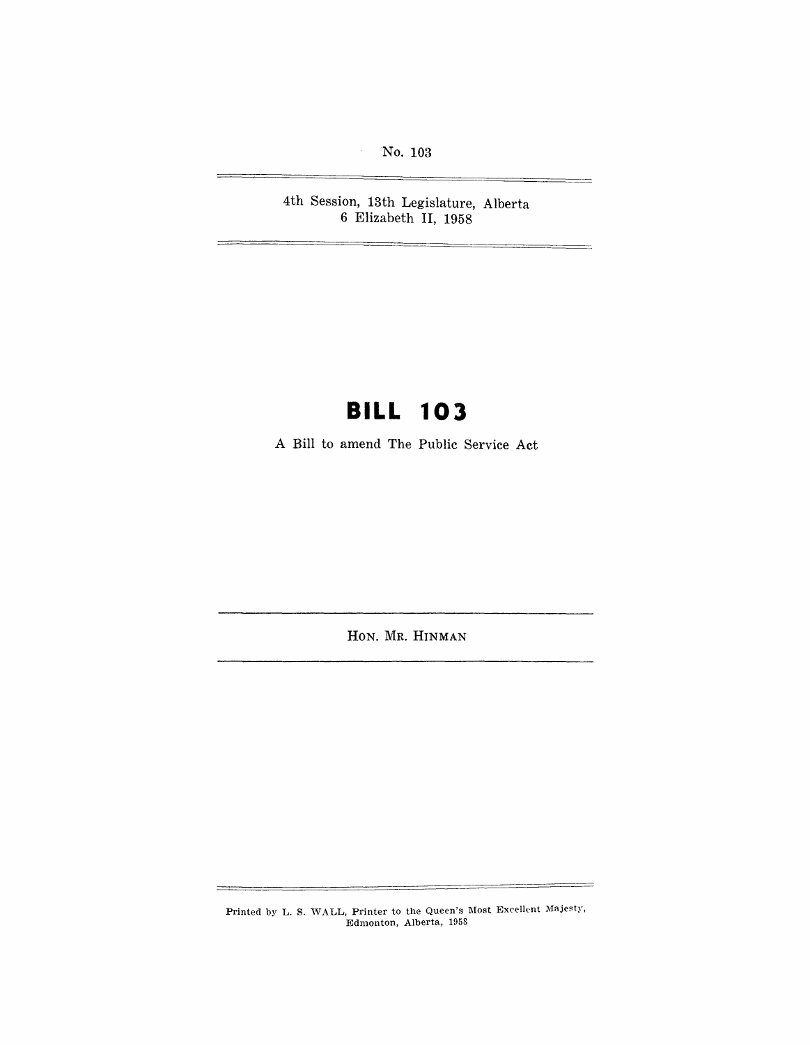No. 103

4th Session, 13th Legislature, Alberta
6 Elizabeth II, 1958

# BILL 103

A Bill to amend The Public Service Act

HON. MR. HINMAN

Printed by L. S. WALL, Printer to the Queen's Most Excellent Majesty, Edmonton, Alberta, 1958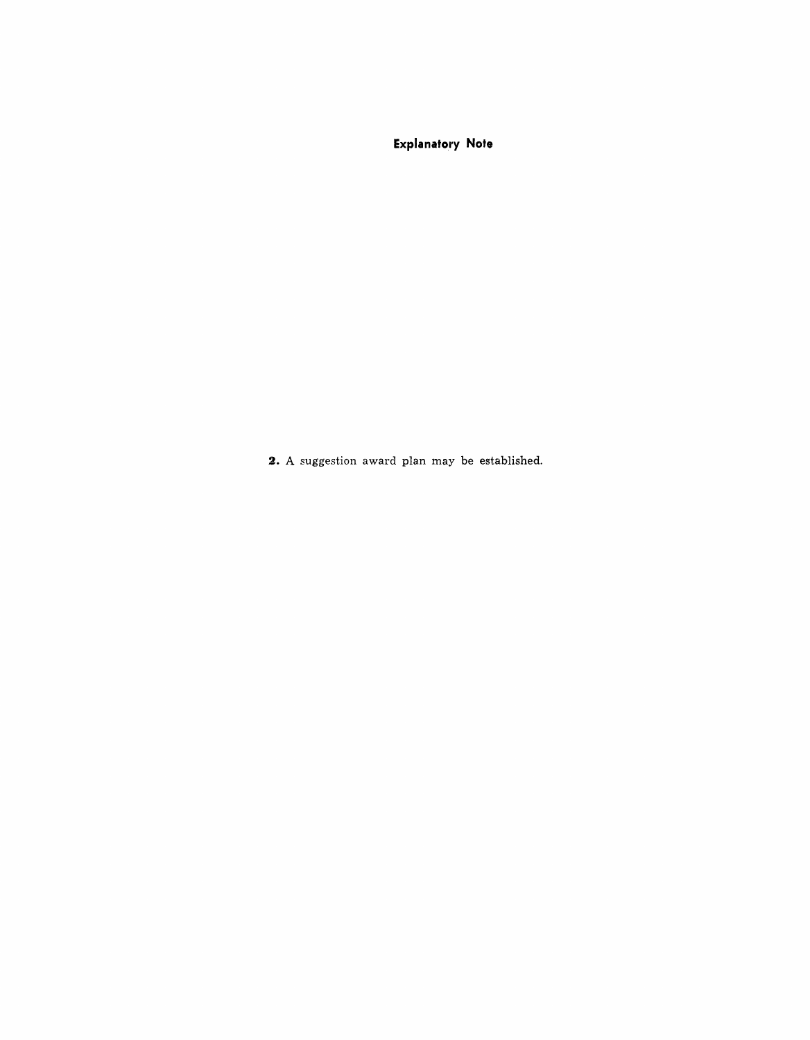## Explanatory Note

**2.** A suggestion award plan may be established.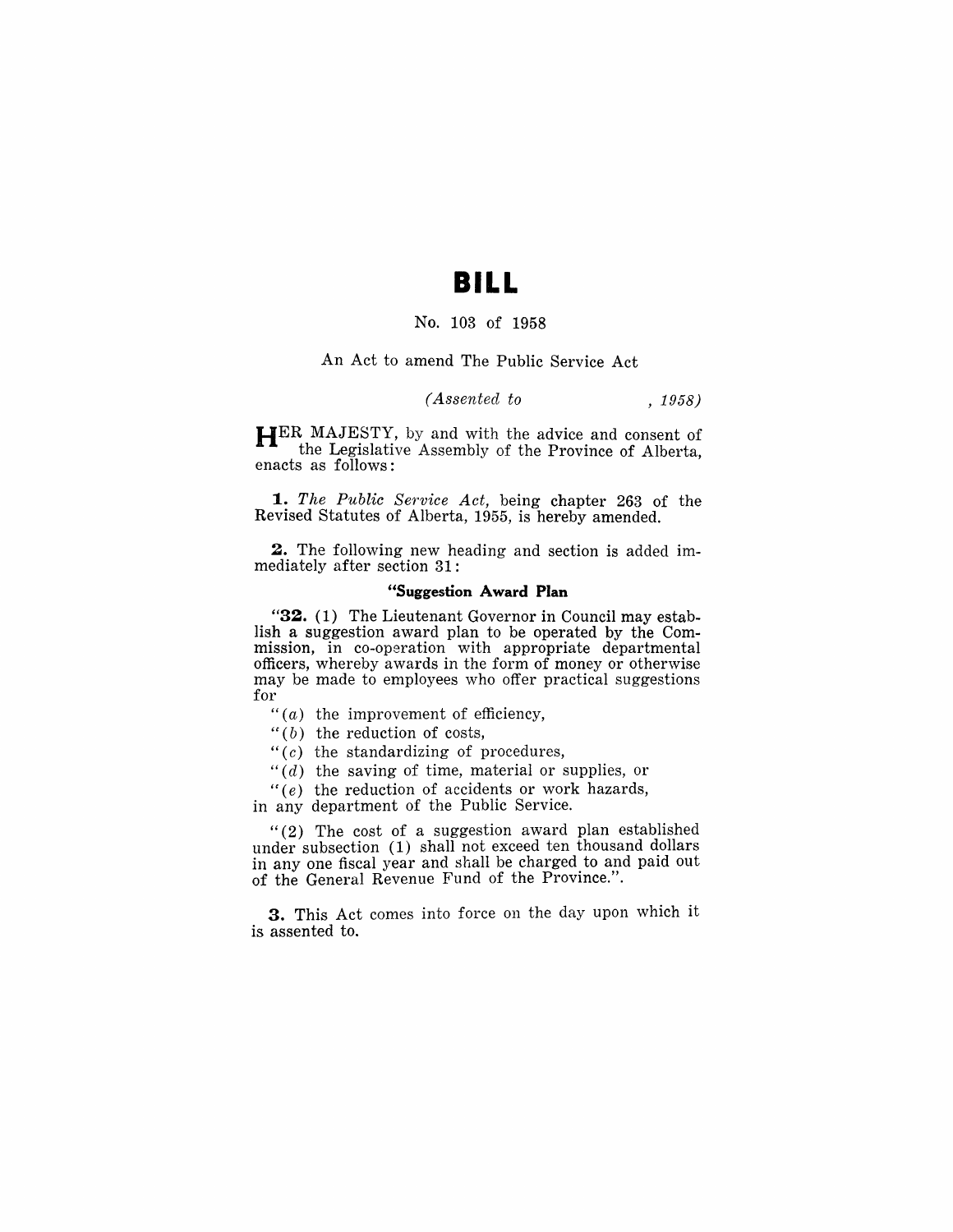# BILL

No. 103 of 1958

An Act to amend The Public Service Act

*(Assented to , 1958)*

HER MAJESTY, by and with the advice and consent of the Legislative Assembly of the Province of Alberta, enacts as follows:

**1.** *The Public Service Act,* being chapter 263 of the Revised Statutes of Alberta, 1955, is hereby amended.

**2.** The following new heading and section is added immediately after section 31:

**"Suggestion Award Plan**

"**32.** (1) The Lieutenant Governor in Council may establish a suggestion award plan to be operated by the Commission, in co-operation with appropriate departmental officers, whereby awards in the form of money or otherwise may be made to employees who offer practical suggestions for

"(*a*) the improvement of efficiency,

"(*b*) the reduction of costs,

"(*c*) the standardizing of procedures,

"(*d*) the saving of time, material or supplies, or

"(*e*) the reduction of accidents or work hazards,

in any department of the Public Service.

"(2) The cost of a suggestion award plan established under subsection (1) shall not exceed ten thousand dollars in any one fiscal year and shall be charged to and paid out of the General Revenue Fund of the Province.".

**3.** This Act comes into force on the day upon which it is assented to.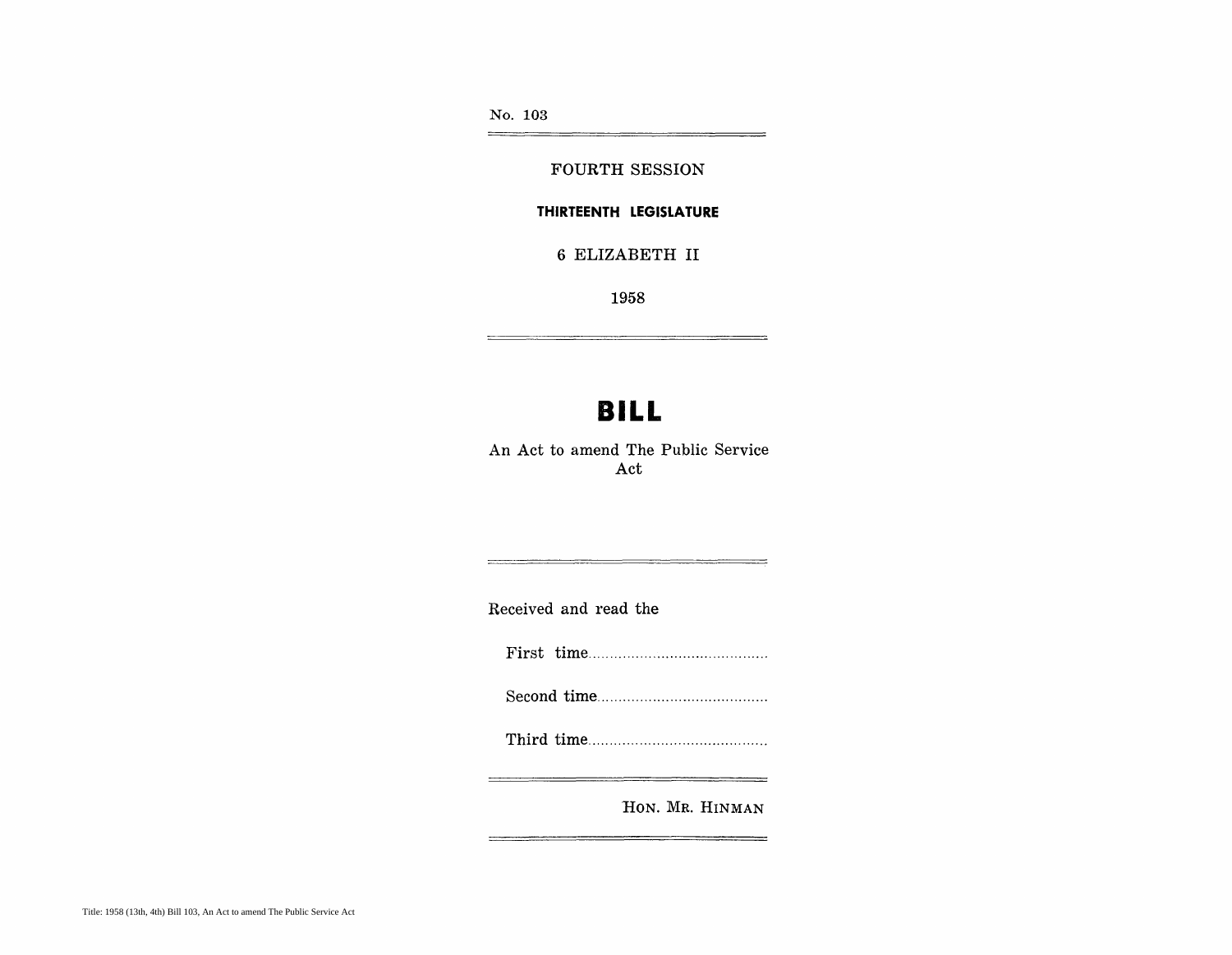No. 103

FOURTH SESSION

**THIRTEENTH LEGISLATURE**

6 ELIZABETH II

1958

# BILL

An Act to amend The Public Service Act

Received and read the

First time..........................................

Second time........................................

Third time..........................................

HON. MR. HINMAN

Title: 1958 (13th, 4th) Bill 103, An Act to amend The Public Service Act